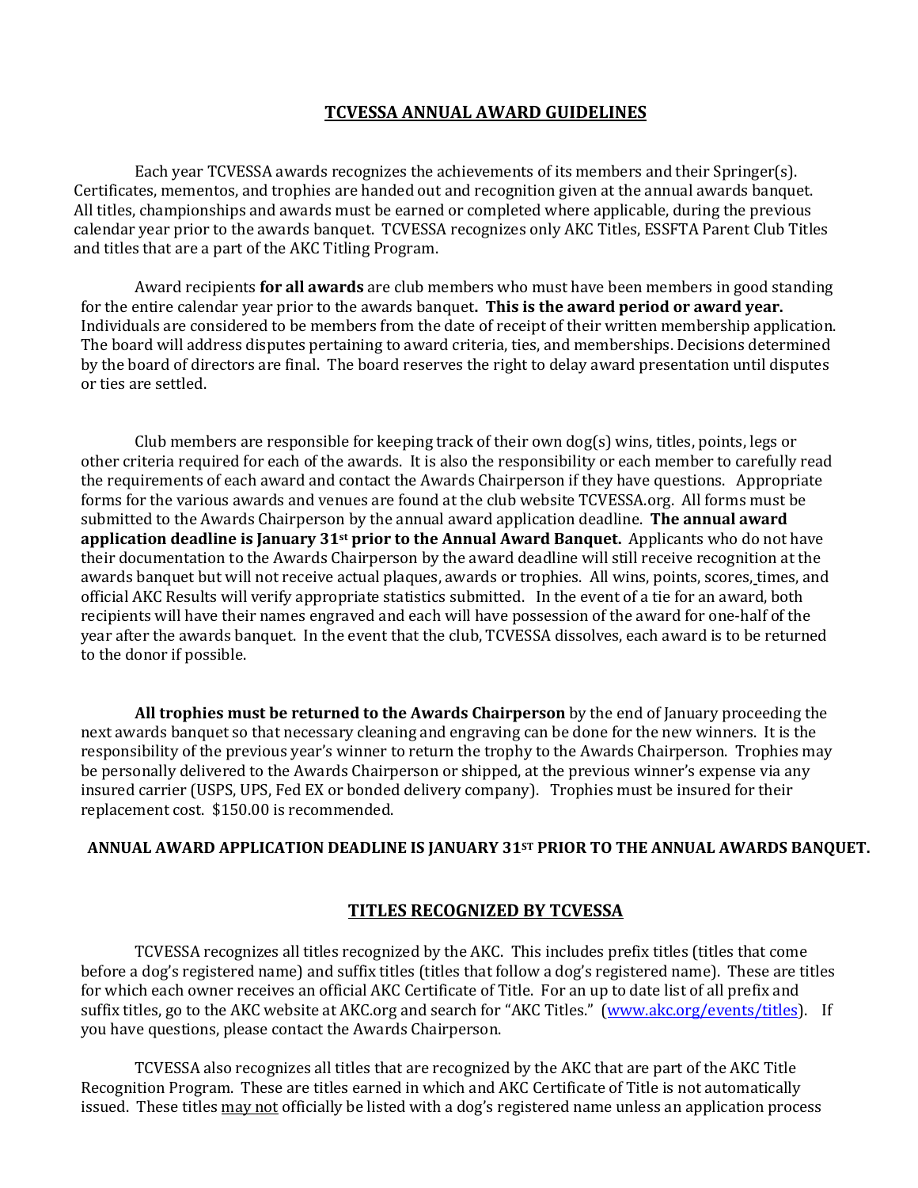# TCVESSA ANNUAL AWARD GUIDELINES

Each year TCVESSA awards recognizes the achievements of its members and their Springer(s). Certificates, mementos, and trophies are handed out and recognition given at the annual awards banquet. All titles, championships and awards must be earned or completed where applicable, during the previous calendar year prior to the awards banquet. TCVESSA recognizes only AKC Titles, ESSFTA Parent Club Titles and titles that are a part of the AKC Titling Program.

Award recipients **for all awards** are club members who must have been members in good standing for the entire calendar year prior to the awards banquet**. This is the award period or award year.** Individuals are considered to be members from the date of receipt of their written membership application. The board will address disputes pertaining to award criteria, ties, and memberships. Decisions determined by the board of directors are final. The board reserves the right to delay award presentation until disputes or ties are settled.

Club members are responsible for keeping track of their own dog(s) wins, titles, points, legs or other criteria required for each of the awards. It is also the responsibility or each member to carefully read the requirements of each award and contact the Awards Chairperson if they have questions. Appropriate forms for the various awards and venues are found at the club website TCVESSA.org. All forms must be submitted to the Awards Chairperson by the annual award application deadline. **The annual award application deadline is January 31st prior to the Annual Award Banquet.** Applicants who do not have their documentation to the Awards Chairperson by the award deadline will still receive recognition at the awards banquet but will not receive actual plaques, awards or trophies. All wins, points, scores, times, and official AKC Results will verify appropriate statistics submitted. In the event of a tie for an award, both recipients will have their names engraved and each will have possession of the award for one-half of the year after the awards banquet. In the event that the club, TCVESSA dissolves, each award is to be returned to the donor if possible.

**All trophies must be returned to the Awards Chairperson** by the end of January proceeding the next awards banquet so that necessary cleaning and engraving can be done for the new winners. It is the responsibility of the previous year's winner to return the trophy to the Awards Chairperson. Trophies may be personally delivered to the Awards Chairperson or shipped, at the previous winner's expense via any insured carrier (USPS, UPS, Fed EX or bonded delivery company). Trophies must be insured for their replacement cost. $150.00 is recommended.

**ANNUAL AWARD APPLICATION DEADLINE IS JANUARY 31ST PRIOR TO THE ANNUAL AWARDS BANQUET.**

## TITLES RECOGNIZED BY TCVESSA

TCVESSA recognizes all titles recognized by the AKC. This includes prefix titles (titles that come before a dog's registered name) and suffix titles (titles that follow a dog's registered name). These are titles for which each owner receives an official AKC Certificate of Title. For an up to date list of all prefix and suffix titles, go to the AKC website at AKC.org and search for "AKC Titles." (www.akc.org/events/titles). If you have questions, please contact the Awards Chairperson.

TCVESSA also recognizes all titles that are recognized by the AKC that are part of the AKC Title Recognition Program. These are titles earned in which and AKC Certificate of Title is not automatically issued. These titles may not officially be listed with a dog's registered name unless an application process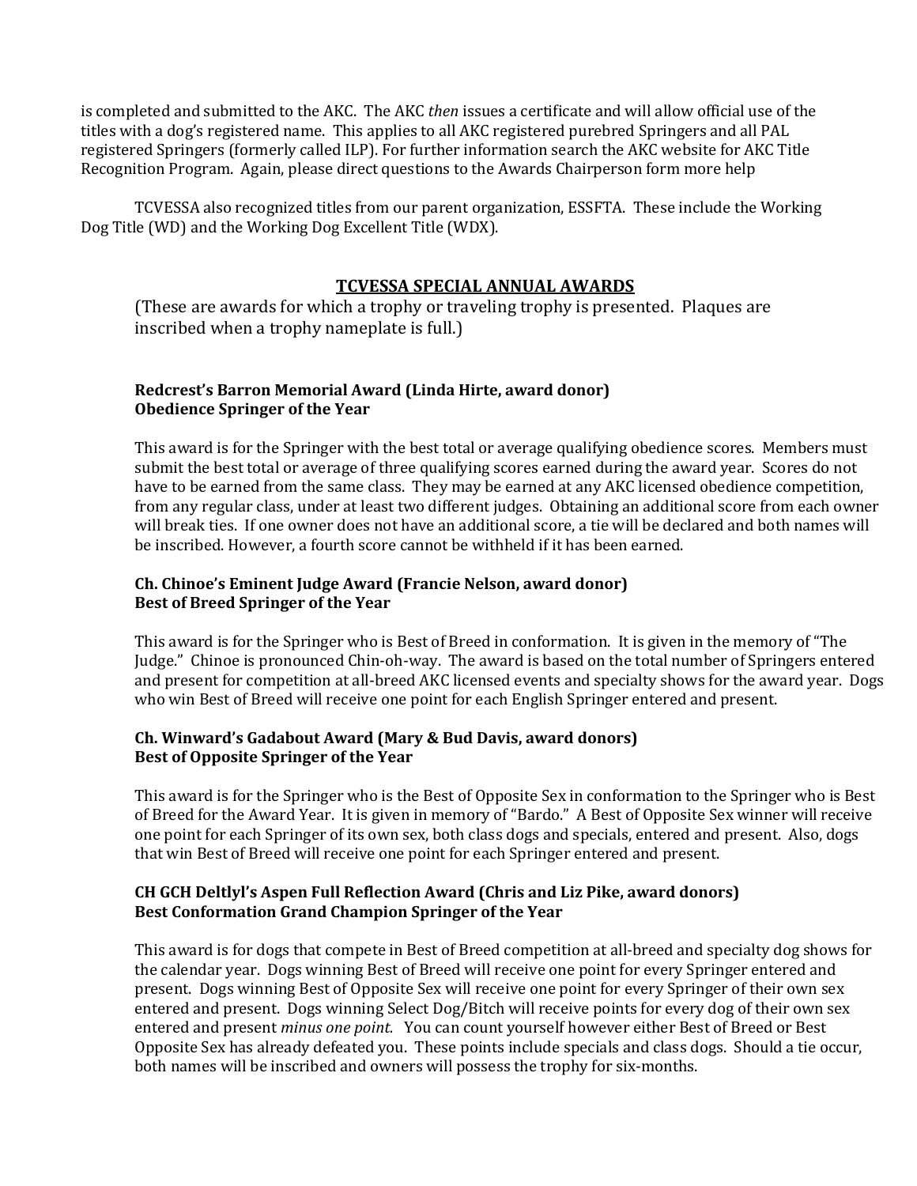is completed and submitted to the AKC. The AKC *then* issues a certificate and will allow official use of the titles with a dog's registered name. This applies to all AKC registered purebred Springers and all PAL registered Springers (formerly called ILP). For further information search the AKC website for AKC Title Recognition Program. Again, please direct questions to the Awards Chairperson form more help

TCVESSA also recognized titles from our parent organization, ESSFTA. These include the Working Dog Title (WD) and the Working Dog Excellent Title (WDX).

## TCVESSA SPECIAL ANNUAL AWARDS

(These are awards for which a trophy or traveling trophy is presented. Plaques are inscribed when a trophy nameplate is full.)

**Redcrest's Barron Memorial Award (Linda Hirte, award donor)**
**Obedience Springer of the Year**

This award is for the Springer with the best total or average qualifying obedience scores. Members must submit the best total or average of three qualifying scores earned during the award year. Scores do not have to be earned from the same class. They may be earned at any AKC licensed obedience competition, from any regular class, under at least two different judges. Obtaining an additional score from each owner will break ties. If one owner does not have an additional score, a tie will be declared and both names will be inscribed. However, a fourth score cannot be withheld if it has been earned.

**Ch. Chinoe's Eminent Judge Award (Francie Nelson, award donor)**
**Best of Breed Springer of the Year**

This award is for the Springer who is Best of Breed in conformation. It is given in the memory of "The Judge." Chinoe is pronounced Chin-oh-way. The award is based on the total number of Springers entered and present for competition at all-breed AKC licensed events and specialty shows for the award year. Dogs who win Best of Breed will receive one point for each English Springer entered and present.

**Ch. Winward's Gadabout Award (Mary & Bud Davis, award donors)**
**Best of Opposite Springer of the Year**

This award is for the Springer who is the Best of Opposite Sex in conformation to the Springer who is Best of Breed for the Award Year. It is given in memory of "Bardo." A Best of Opposite Sex winner will receive one point for each Springer of its own sex, both class dogs and specials, entered and present. Also, dogs that win Best of Breed will receive one point for each Springer entered and present.

**CH GCH Deltlyl's Aspen Full Reflection Award (Chris and Liz Pike, award donors)**
**Best Conformation Grand Champion Springer of the Year**

This award is for dogs that compete in Best of Breed competition at all-breed and specialty dog shows for the calendar year. Dogs winning Best of Breed will receive one point for every Springer entered and present. Dogs winning Best of Opposite Sex will receive one point for every Springer of their own sex entered and present. Dogs winning Select Dog/Bitch will receive points for every dog of their own sex entered and present *minus one point.* You can count yourself however either Best of Breed or Best Opposite Sex has already defeated you. These points include specials and class dogs. Should a tie occur, both names will be inscribed and owners will possess the trophy for six-months.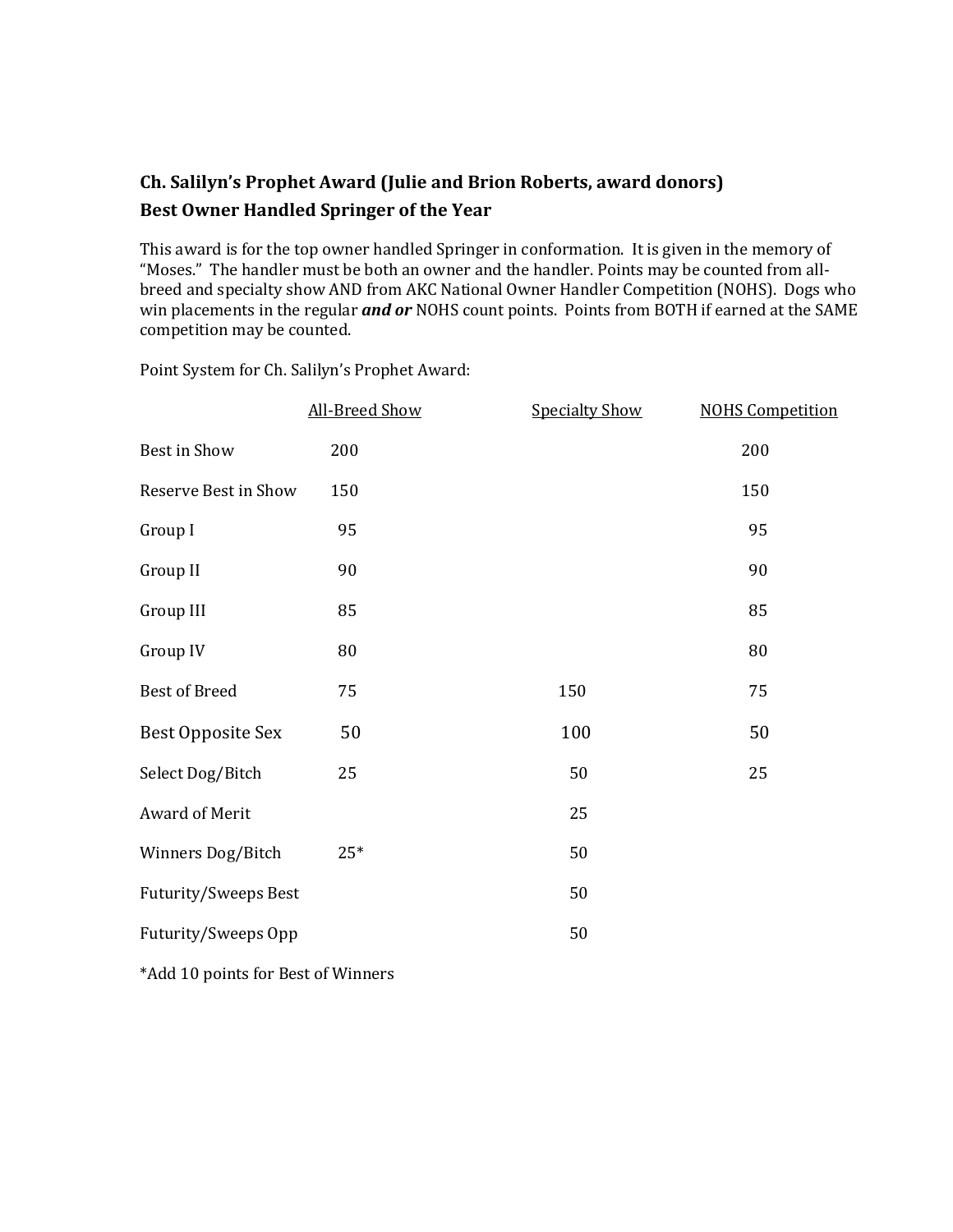### Ch. Salilyn's Prophet Award (Julie and Brion Roberts, award donors)
### Best Owner Handled Springer of the Year

This award is for the top owner handled Springer in conformation. It is given in the memory of "Moses." The handler must be both an owner and the handler. Points may be counted from all-breed and specialty show AND from AKC National Owner Handler Competition (NOHS). Dogs who win placements in the regular ***and or*** NOHS count points. Points from BOTH if earned at the SAME competition may be counted.

Point System for Ch. Salilyn's Prophet Award:

| | All-Breed Show | Specialty Show | NOHS Competition |
|---|---|---|---|
| Best in Show | 200 | | 200 |
| Reserve Best in Show | 150 | | 150 |
| Group I | 95 | | 95 |
| Group II | 90 | | 90 |
| Group III | 85 | | 85 |
| Group IV | 80 | | 80 |
| Best of Breed | 75 | 150 | 75 |
| Best Opposite Sex | 50 | 100 | 50 |
| Select Dog/Bitch | 25 | 50 | 25 |
| Award of Merit | | 25 | |
| Winners Dog/Bitch | 25* | 50 | |
| Futurity/Sweeps Best | | 50 | |
| Futurity/Sweeps Opp | | 50 | |

*Add 10 points for Best of Winners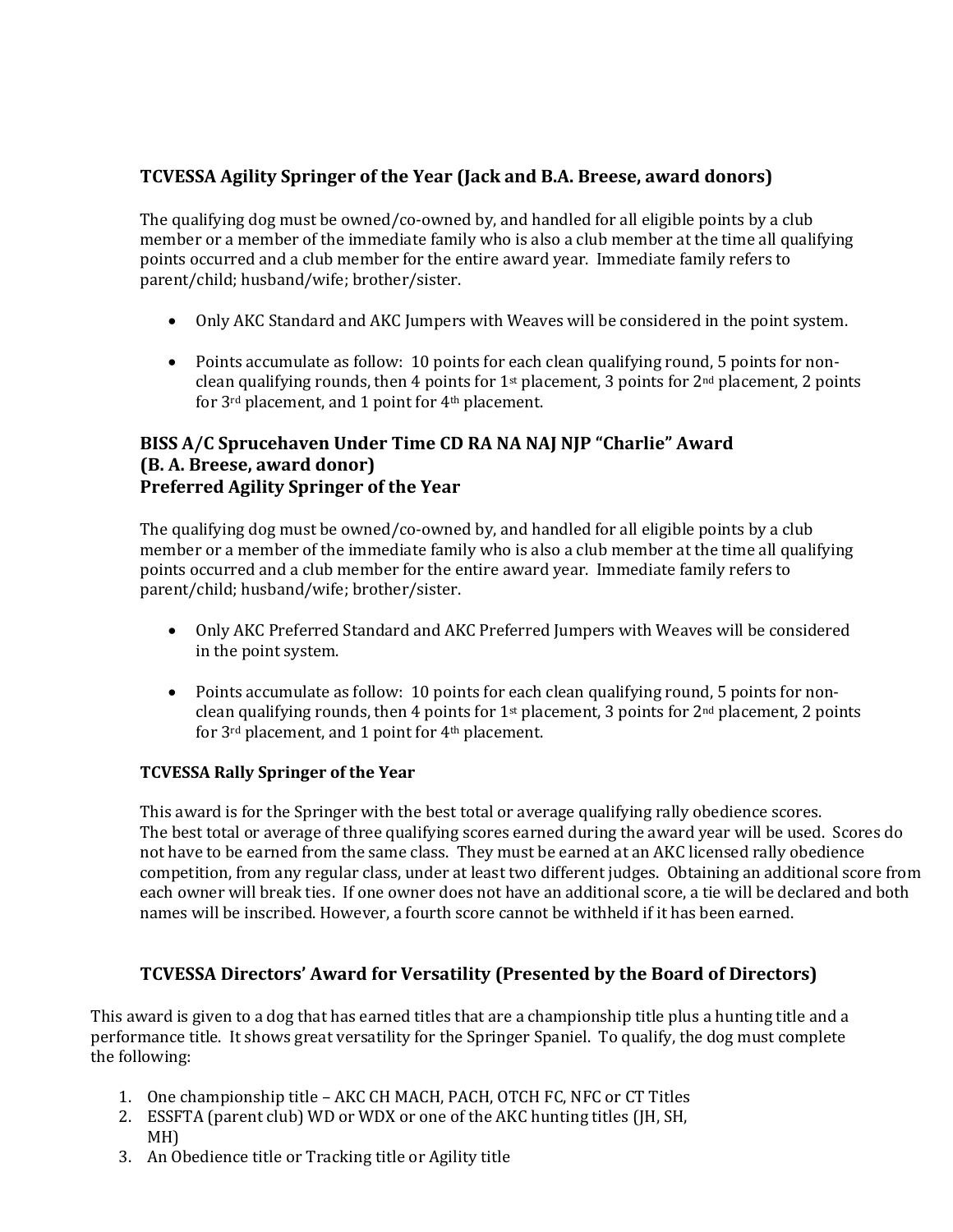### TCVESSA Agility Springer of the Year (Jack and B.A. Breese, award donors)

The qualifying dog must be owned/co-owned by, and handled for all eligible points by a club member or a member of the immediate family who is also a club member at the time all qualifying points occurred and a club member for the entire award year. Immediate family refers to parent/child; husband/wife; brother/sister.

- Only AKC Standard and AKC Jumpers with Weaves will be considered in the point system.
- Points accumulate as follow: 10 points for each clean qualifying round, 5 points for non-clean qualifying rounds, then 4 points for 1st placement, 3 points for 2nd placement, 2 points for 3rd placement, and 1 point for 4th placement.

### BISS A/C Sprucehaven Under Time CD RA NA NAJ NJP "Charlie" Award (B. A. Breese, award donor) Preferred Agility Springer of the Year

The qualifying dog must be owned/co-owned by, and handled for all eligible points by a club member or a member of the immediate family who is also a club member at the time all qualifying points occurred and a club member for the entire award year. Immediate family refers to parent/child; husband/wife; brother/sister.

- Only AKC Preferred Standard and AKC Preferred Jumpers with Weaves will be considered in the point system.
- Points accumulate as follow: 10 points for each clean qualifying round, 5 points for non-clean qualifying rounds, then 4 points for 1st placement, 3 points for 2nd placement, 2 points for 3rd placement, and 1 point for 4th placement.

#### TCVESSA Rally Springer of the Year

This award is for the Springer with the best total or average qualifying rally obedience scores. The best total or average of three qualifying scores earned during the award year will be used. Scores do not have to be earned from the same class. They must be earned at an AKC licensed rally obedience competition, from any regular class, under at least two different judges. Obtaining an additional score from each owner will break ties. If one owner does not have an additional score, a tie will be declared and both names will be inscribed. However, a fourth score cannot be withheld if it has been earned.

### TCVESSA Directors' Award for Versatility (Presented by the Board of Directors)

This award is given to a dog that has earned titles that are a championship title plus a hunting title and a performance title. It shows great versatility for the Springer Spaniel. To qualify, the dog must complete the following:

1. One championship title – AKC CH MACH, PACH, OTCH FC, NFC or CT Titles
2. ESSFTA (parent club) WD or WDX or one of the AKC hunting titles (JH, SH, MH)
3. An Obedience title or Tracking title or Agility title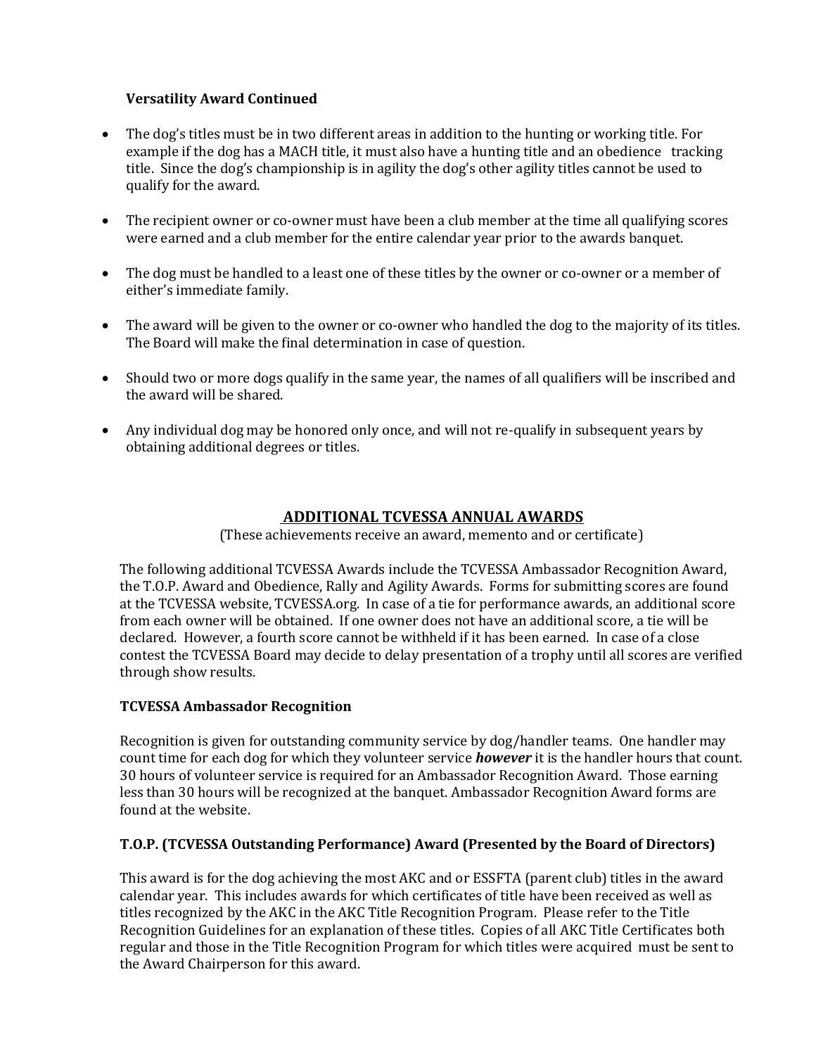**Versatility Award Continued**

- The dog's titles must be in two different areas in addition to the hunting or working title. For example if the dog has a MACH title, it must also have a hunting title and an obedience tracking title. Since the dog's championship is in agility the dog's other agility titles cannot be used to qualify for the award.
- The recipient owner or co-owner must have been a club member at the time all qualifying scores were earned and a club member for the entire calendar year prior to the awards banquet.
- The dog must be handled to a least one of these titles by the owner or co-owner or a member of either's immediate family.
- The award will be given to the owner or co-owner who handled the dog to the majority of its titles. The Board will make the final determination in case of question.
- Should two or more dogs qualify in the same year, the names of all qualifiers will be inscribed and the award will be shared.
- Any individual dog may be honored only once, and will not re-qualify in subsequent years by obtaining additional degrees or titles.

## ADDITIONAL TCVESSA ANNUAL AWARDS

(These achievements receive an award, memento and or certificate)

The following additional TCVESSA Awards include the TCVESSA Ambassador Recognition Award, the T.O.P. Award and Obedience, Rally and Agility Awards. Forms for submitting scores are found at the TCVESSA website, TCVESSA.org. In case of a tie for performance awards, an additional score from each owner will be obtained. If one owner does not have an additional score, a tie will be declared. However, a fourth score cannot be withheld if it has been earned. In case of a close contest the TCVESSA Board may decide to delay presentation of a trophy until all scores are verified through show results.

**TCVESSA Ambassador Recognition**

Recognition is given for outstanding community service by dog/handler teams. One handler may count time for each dog for which they volunteer service ***however*** it is the handler hours that count. 30 hours of volunteer service is required for an Ambassador Recognition Award. Those earning less than 30 hours will be recognized at the banquet. Ambassador Recognition Award forms are found at the website.

**T.O.P. (TCVESSA Outstanding Performance) Award (Presented by the Board of Directors)**

This award is for the dog achieving the most AKC and or ESSFTA (parent club) titles in the award calendar year. This includes awards for which certificates of title have been received as well as titles recognized by the AKC in the AKC Title Recognition Program. Please refer to the Title Recognition Guidelines for an explanation of these titles. Copies of all AKC Title Certificates both regular and those in the Title Recognition Program for which titles were acquired must be sent to the Award Chairperson for this award.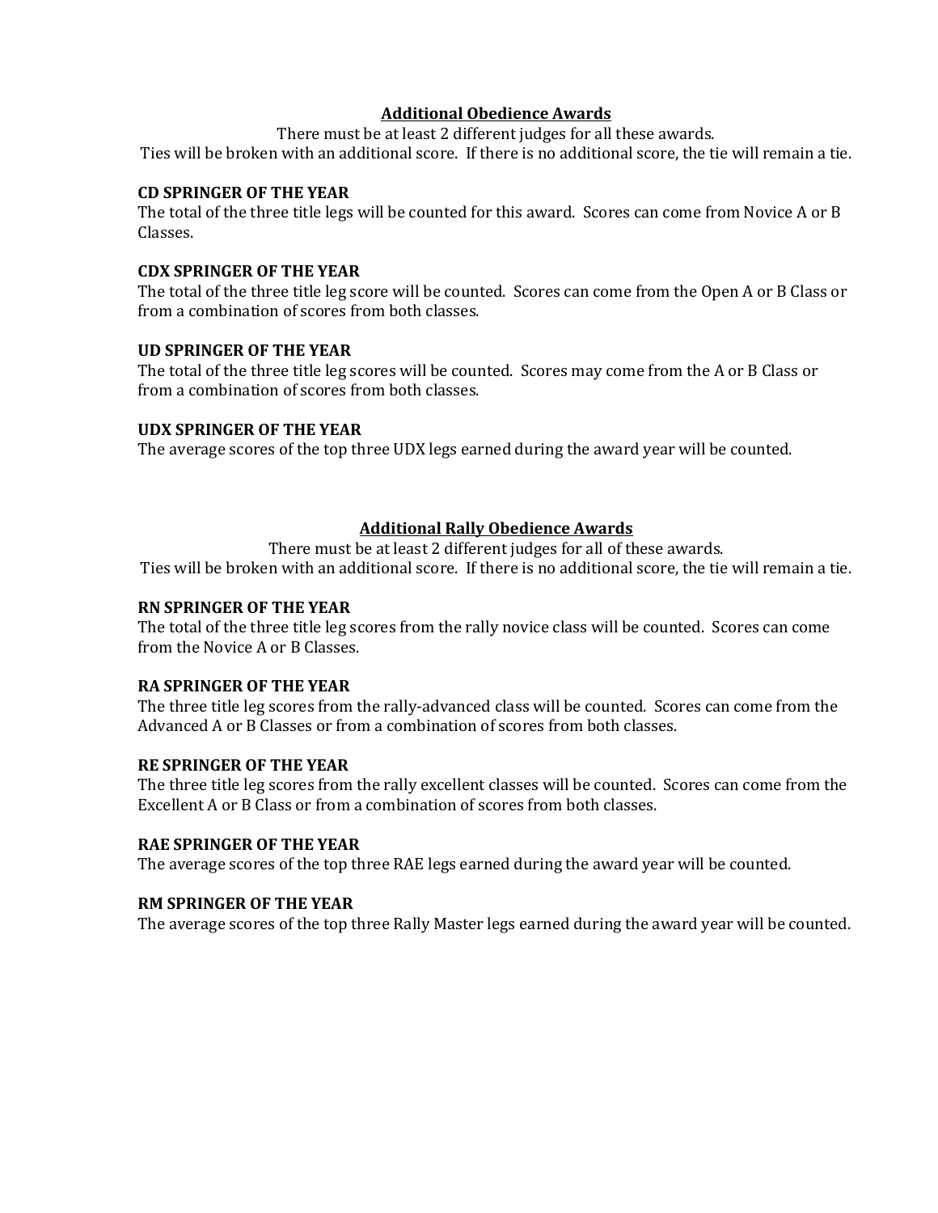## Additional Obedience Awards

There must be at least 2 different judges for all these awards.
Ties will be broken with an additional score. If there is no additional score, the tie will remain a tie.

**CD SPRINGER OF THE YEAR**
The total of the three title legs will be counted for this award. Scores can come from Novice A or B Classes.

**CDX SPRINGER OF THE YEAR**
The total of the three title leg score will be counted. Scores can come from the Open A or B Class or from a combination of scores from both classes.

**UD SPRINGER OF THE YEAR**
The total of the three title leg scores will be counted. Scores may come from the A or B Class or from a combination of scores from both classes.

**UDX SPRINGER OF THE YEAR**
The average scores of the top three UDX legs earned during the award year will be counted.

## Additional Rally Obedience Awards

There must be at least 2 different judges for all of these awards.
Ties will be broken with an additional score. If there is no additional score, the tie will remain a tie.

**RN SPRINGER OF THE YEAR**
The total of the three title leg scores from the rally novice class will be counted. Scores can come from the Novice A or B Classes.

**RA SPRINGER OF THE YEAR**
The three title leg scores from the rally-advanced class will be counted. Scores can come from the Advanced A or B Classes or from a combination of scores from both classes.

**RE SPRINGER OF THE YEAR**
The three title leg scores from the rally excellent classes will be counted. Scores can come from the Excellent A or B Class or from a combination of scores from both classes.

**RAE SPRINGER OF THE YEAR**
The average scores of the top three RAE legs earned during the award year will be counted.

**RM SPRINGER OF THE YEAR**
The average scores of the top three Rally Master legs earned during the award year will be counted.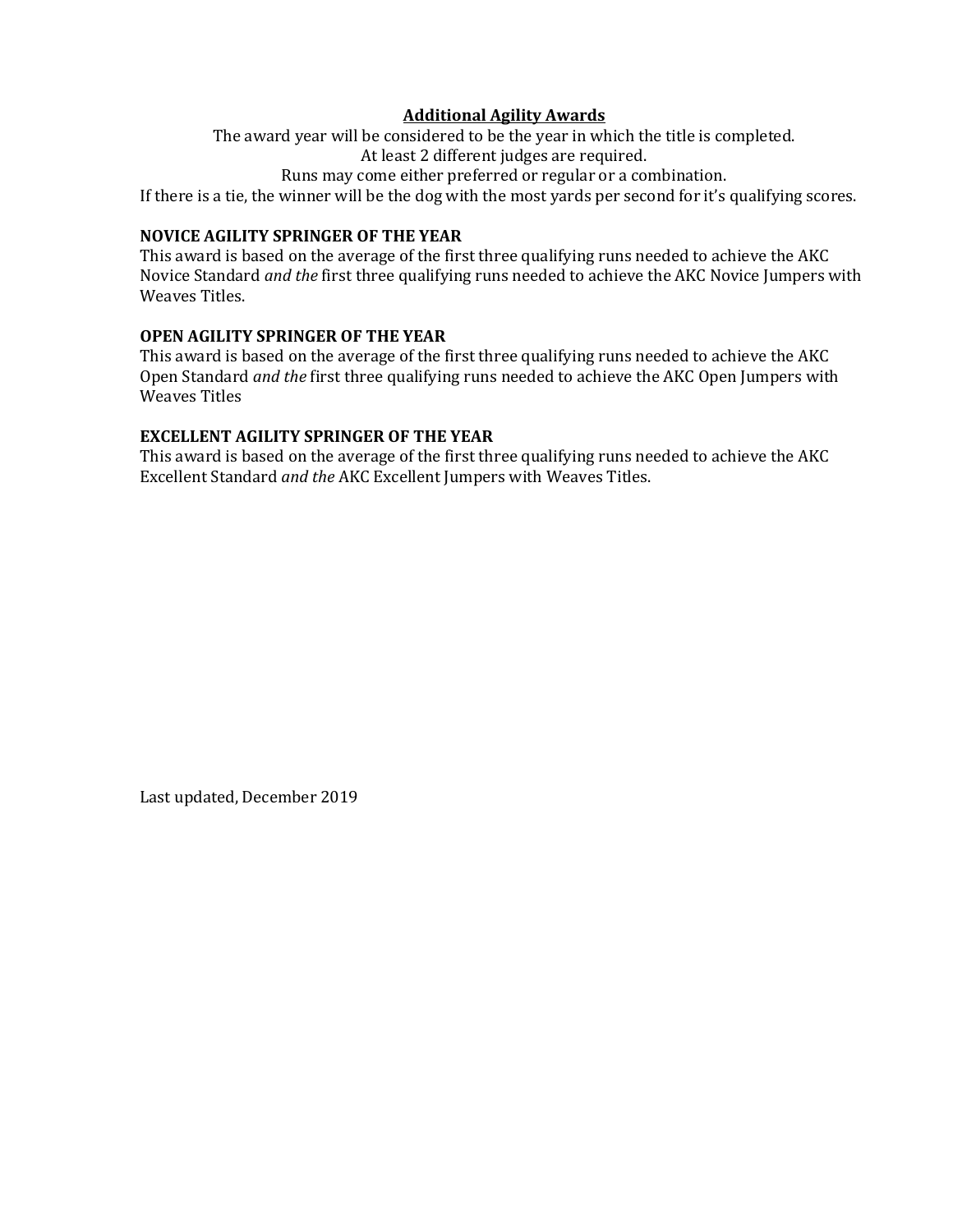## Additional Agility Awards

The award year will be considered to be the year in which the title is completed.
At least 2 different judges are required.
Runs may come either preferred or regular or a combination.
If there is a tie, the winner will be the dog with the most yards per second for it's qualifying scores.

**NOVICE AGILITY SPRINGER OF THE YEAR**
This award is based on the average of the first three qualifying runs needed to achieve the AKC Novice Standard *and the* first three qualifying runs needed to achieve the AKC Novice Jumpers with Weaves Titles.

**OPEN AGILITY SPRINGER OF THE YEAR**
This award is based on the average of the first three qualifying runs needed to achieve the AKC Open Standard *and the* first three qualifying runs needed to achieve the AKC Open Jumpers with Weaves Titles

**EXCELLENT AGILITY SPRINGER OF THE YEAR**
This award is based on the average of the first three qualifying runs needed to achieve the AKC Excellent Standard *and the* AKC Excellent Jumpers with Weaves Titles.

Last updated, December 2019